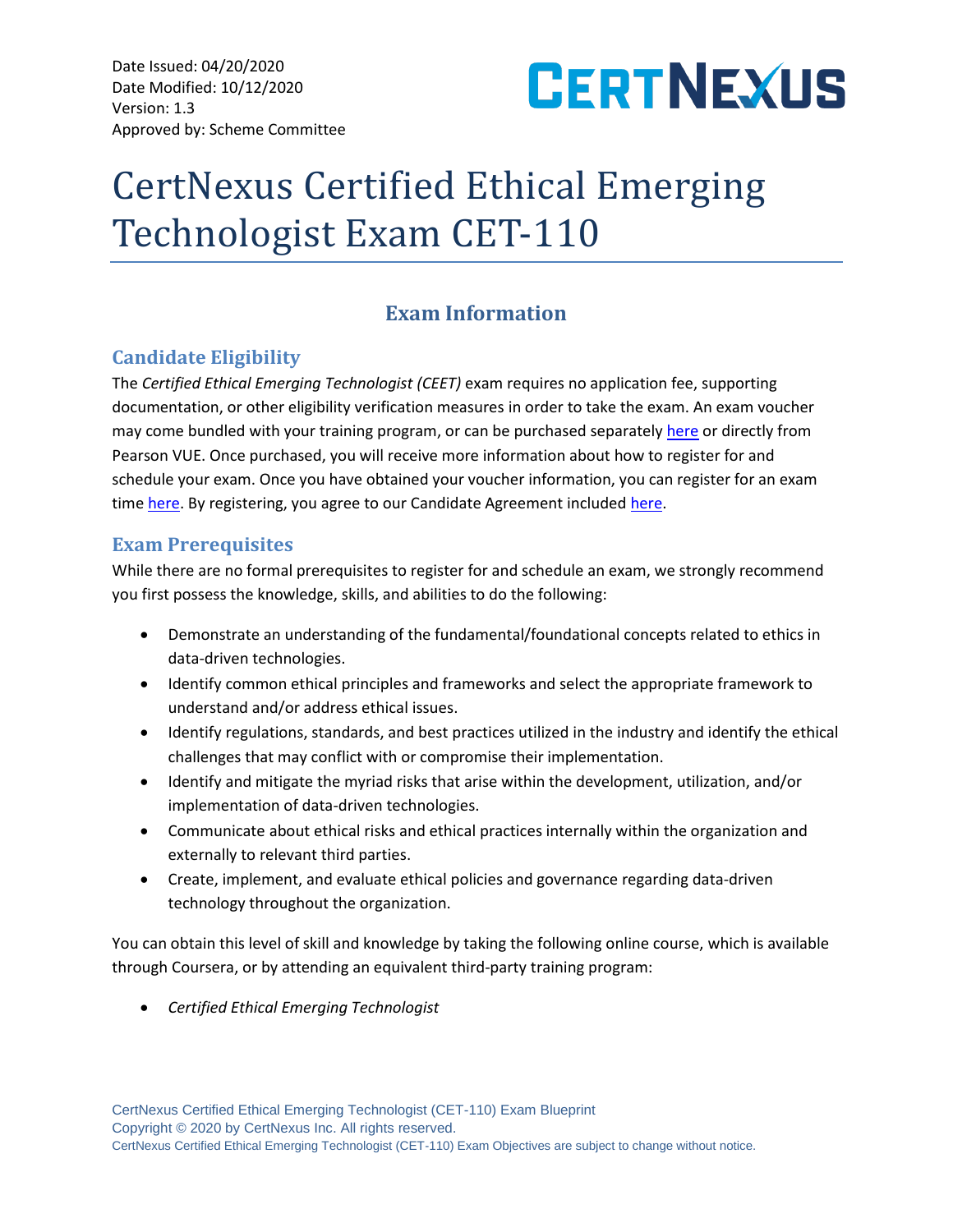Date Issued: 04/20/2020
Date Modified: 10/12/2020
Version: 1.3
Approved by: Scheme Committee

# CertNexus Certified Ethical Emerging Technologist Exam CET-110

## Exam Information

### Candidate Eligibility

The *Certified Ethical Emerging Technologist (CEET)* exam requires no application fee, supporting documentation, or other eligibility verification measures in order to take the exam. An exam voucher may come bundled with your training program, or can be purchased separately here or directly from Pearson VUE. Once purchased, you will receive more information about how to register for and schedule your exam. Once you have obtained your voucher information, you can register for an exam time here. By registering, you agree to our Candidate Agreement included here.

### Exam Prerequisites

While there are no formal prerequisites to register for and schedule an exam, we strongly recommend you first possess the knowledge, skills, and abilities to do the following:

- Demonstrate an understanding of the fundamental/foundational concepts related to ethics in data-driven technologies.
- Identify common ethical principles and frameworks and select the appropriate framework to understand and/or address ethical issues.
- Identify regulations, standards, and best practices utilized in the industry and identify the ethical challenges that may conflict with or compromise their implementation.
- Identify and mitigate the myriad risks that arise within the development, utilization, and/or implementation of data-driven technologies.
- Communicate about ethical risks and ethical practices internally within the organization and externally to relevant third parties.
- Create, implement, and evaluate ethical policies and governance regarding data-driven technology throughout the organization.

You can obtain this level of skill and knowledge by taking the following online course, which is available through Coursera, or by attending an equivalent third-party training program:

- *Certified Ethical Emerging Technologist*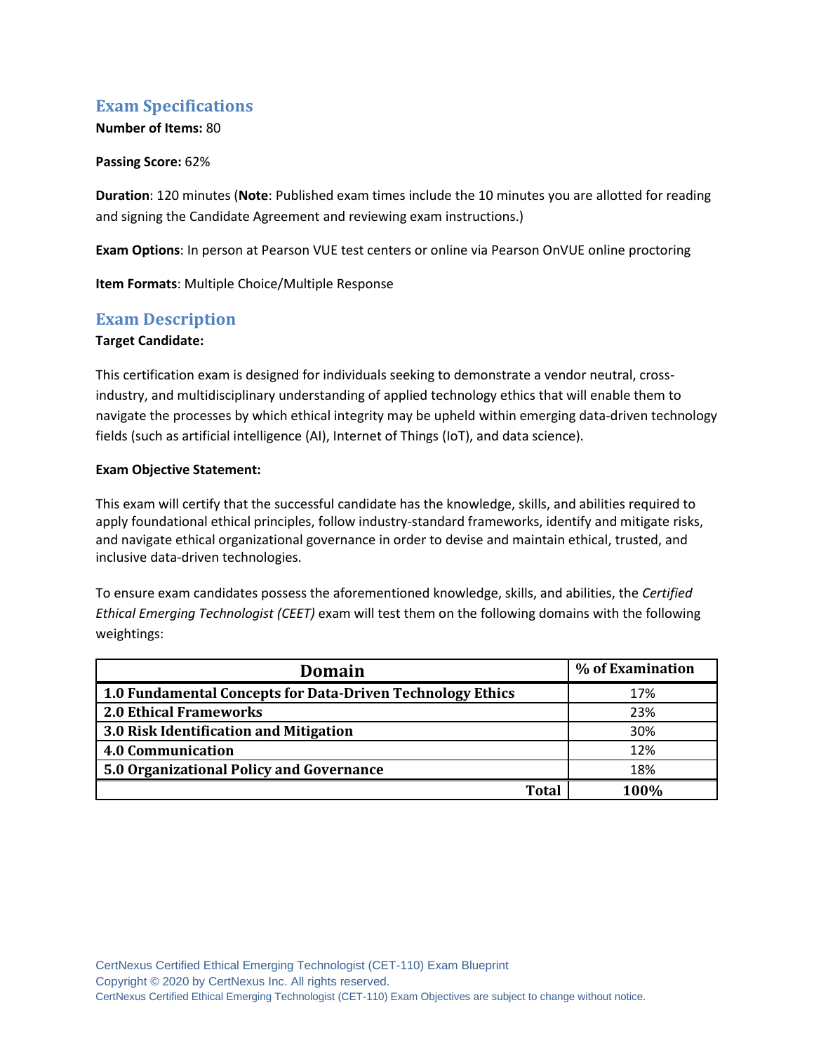## Exam Specifications

**Number of Items:** 80

**Passing Score:** 62%

**Duration**: 120 minutes (**Note**: Published exam times include the 10 minutes you are allotted for reading and signing the Candidate Agreement and reviewing exam instructions.)

**Exam Options**: In person at Pearson VUE test centers or online via Pearson OnVUE online proctoring

**Item Formats**: Multiple Choice/Multiple Response

## Exam Description

**Target Candidate:**

This certification exam is designed for individuals seeking to demonstrate a vendor neutral, cross-industry, and multidisciplinary understanding of applied technology ethics that will enable them to navigate the processes by which ethical integrity may be upheld within emerging data-driven technology fields (such as artificial intelligence (AI), Internet of Things (IoT), and data science).

**Exam Objective Statement:**

This exam will certify that the successful candidate has the knowledge, skills, and abilities required to apply foundational ethical principles, follow industry-standard frameworks, identify and mitigate risks, and navigate ethical organizational governance in order to devise and maintain ethical, trusted, and inclusive data-driven technologies.

To ensure exam candidates possess the aforementioned knowledge, skills, and abilities, the *Certified Ethical Emerging Technologist (CEET)* exam will test them on the following domains with the following weightings:

| Domain | % of Examination |
|---|---|
| **1.0 Fundamental Concepts for Data-Driven Technology Ethics** | 17% |
| **2.0 Ethical Frameworks** | 23% |
| **3.0 Risk Identification and Mitigation** | 30% |
| **4.0 Communication** | 12% |
| **5.0 Organizational Policy and Governance** | 18% |
| **Total** | **100%** |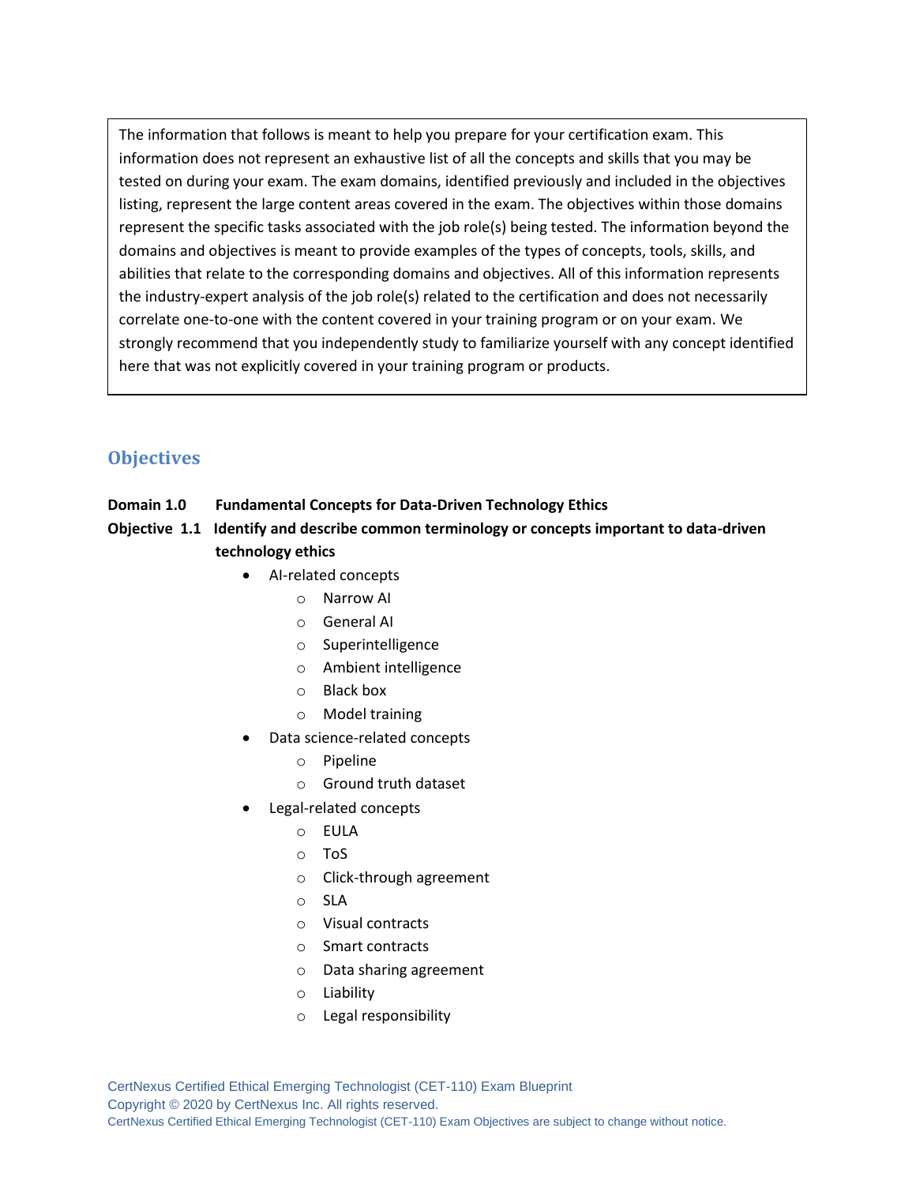The information that follows is meant to help you prepare for your certification exam. This information does not represent an exhaustive list of all the concepts and skills that you may be tested on during your exam. The exam domains, identified previously and included in the objectives listing, represent the large content areas covered in the exam. The objectives within those domains represent the specific tasks associated with the job role(s) being tested. The information beyond the domains and objectives is meant to provide examples of the types of concepts, tools, skills, and abilities that relate to the corresponding domains and objectives. All of this information represents the industry-expert analysis of the job role(s) related to the certification and does not necessarily correlate one-to-one with the content covered in your training program or on your exam. We strongly recommend that you independently study to familiarize yourself with any concept identified here that was not explicitly covered in your training program or products.

## Objectives

**Domain 1.0 Fundamental Concepts for Data-Driven Technology Ethics**

**Objective 1.1 Identify and describe common terminology or concepts important to data-driven technology ethics**

- AI-related concepts
  - Narrow AI
  - General AI
  - Superintelligence
  - Ambient intelligence
  - Black box
  - Model training
- Data science-related concepts
  - Pipeline
  - Ground truth dataset
- Legal-related concepts
  - EULA
  - ToS
  - Click-through agreement
  - SLA
  - Visual contracts
  - Smart contracts
  - Data sharing agreement
  - Liability
  - Legal responsibility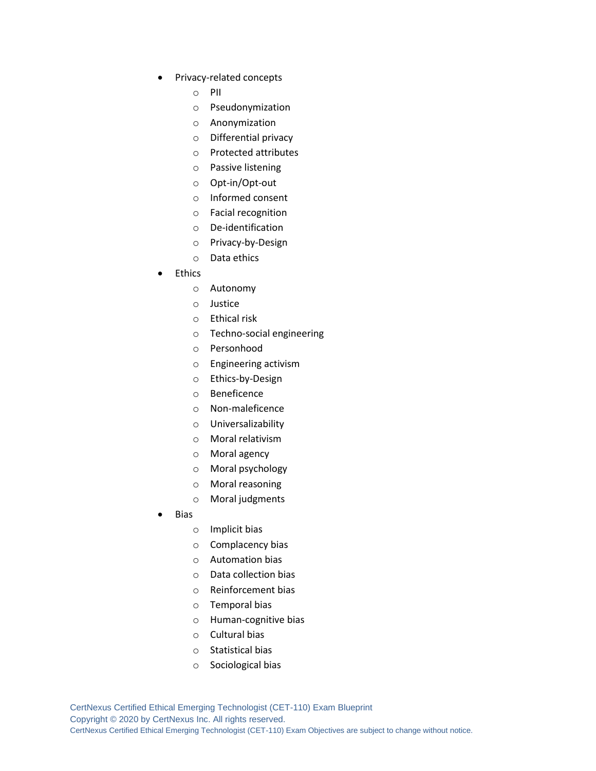- Privacy-related concepts
    - PII
    - Pseudonymization
    - Anonymization
    - Differential privacy
    - Protected attributes
    - Passive listening
    - Opt-in/Opt-out
    - Informed consent
    - Facial recognition
    - De-identification
    - Privacy-by-Design
    - Data ethics
- Ethics
    - Autonomy
    - Justice
    - Ethical risk
    - Techno-social engineering
    - Personhood
    - Engineering activism
    - Ethics-by-Design
    - Beneficence
    - Non-maleficence
    - Universalizability
    - Moral relativism
    - Moral agency
    - Moral psychology
    - Moral reasoning
    - Moral judgments
- Bias
    - Implicit bias
    - Complacency bias
    - Automation bias
    - Data collection bias
    - Reinforcement bias
    - Temporal bias
    - Human-cognitive bias
    - Cultural bias
    - Statistical bias
    - Sociological bias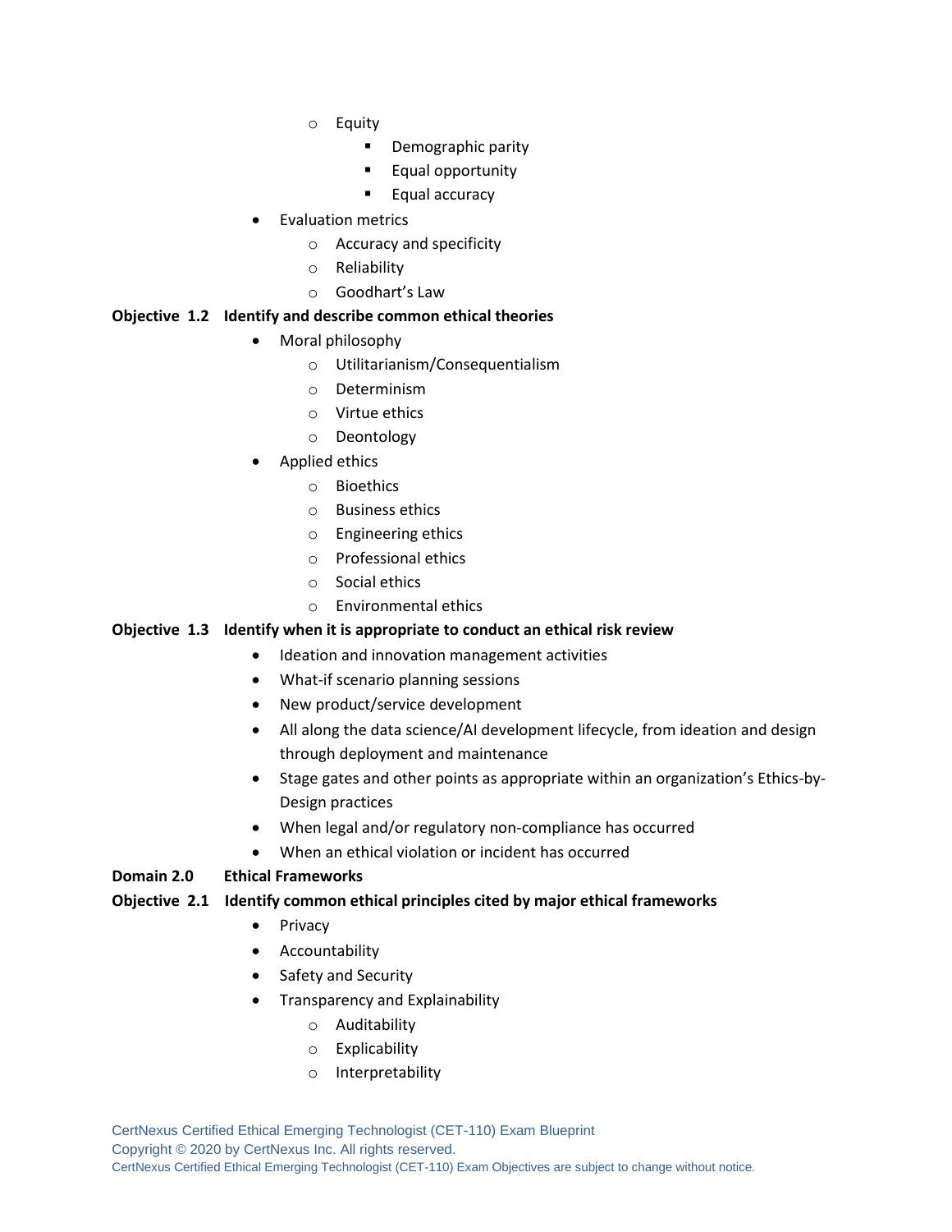- Equity
    - Demographic parity
    - Equal opportunity
    - Equal accuracy
- Evaluation metrics
  - Accuracy and specificity
  - Reliability
  - Goodhart's Law

**Objective 1.2 Identify and describe common ethical theories**

- Moral philosophy
  - Utilitarianism/Consequentialism
  - Determinism
  - Virtue ethics
  - Deontology
- Applied ethics
  - Bioethics
  - Business ethics
  - Engineering ethics
  - Professional ethics
  - Social ethics
  - Environmental ethics

**Objective 1.3 Identify when it is appropriate to conduct an ethical risk review**

- Ideation and innovation management activities
- What-if scenario planning sessions
- New product/service development
- All along the data science/AI development lifecycle, from ideation and design through deployment and maintenance
- Stage gates and other points as appropriate within an organization's Ethics-by-Design practices
- When legal and/or regulatory non-compliance has occurred
- When an ethical violation or incident has occurred

**Domain 2.0 Ethical Frameworks**

**Objective 2.1 Identify common ethical principles cited by major ethical frameworks**

- Privacy
- Accountability
- Safety and Security
- Transparency and Explainability
  - Auditability
  - Explicability
  - Interpretability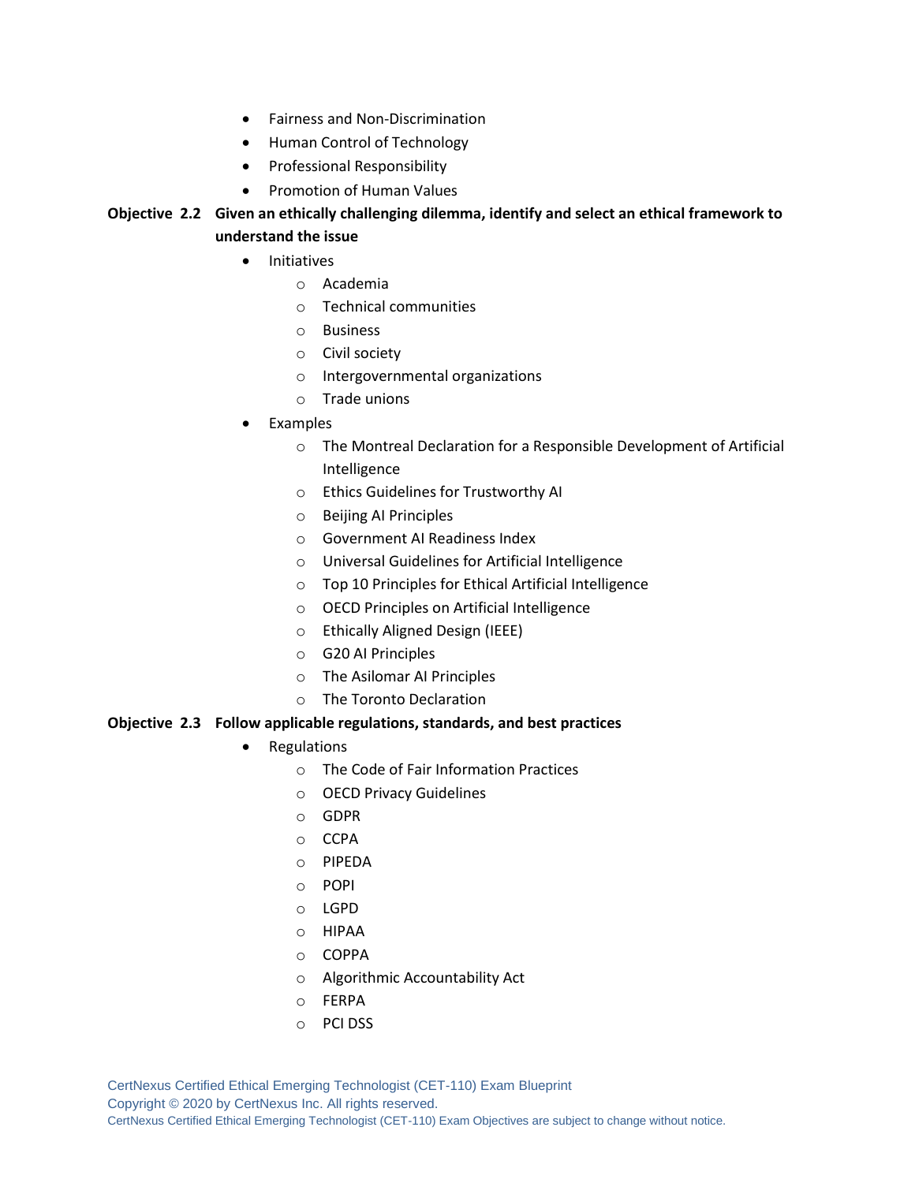- Fairness and Non-Discrimination
- Human Control of Technology
- Professional Responsibility
- Promotion of Human Values

**Objective 2.2 Given an ethically challenging dilemma, identify and select an ethical framework to understand the issue**

- Initiatives
  - Academia
  - Technical communities
  - Business
  - Civil society
  - Intergovernmental organizations
  - Trade unions
- Examples
  - The Montreal Declaration for a Responsible Development of Artificial Intelligence
  - Ethics Guidelines for Trustworthy AI
  - Beijing AI Principles
  - Government AI Readiness Index
  - Universal Guidelines for Artificial Intelligence
  - Top 10 Principles for Ethical Artificial Intelligence
  - OECD Principles on Artificial Intelligence
  - Ethically Aligned Design (IEEE)
  - G20 AI Principles
  - The Asilomar AI Principles
  - The Toronto Declaration

**Objective 2.3 Follow applicable regulations, standards, and best practices**

- Regulations
  - The Code of Fair Information Practices
  - OECD Privacy Guidelines
  - GDPR
  - CCPA
  - PIPEDA
  - POPI
  - LGPD
  - HIPAA
  - COPPA
  - Algorithmic Accountability Act
  - FERPA
  - PCI DSS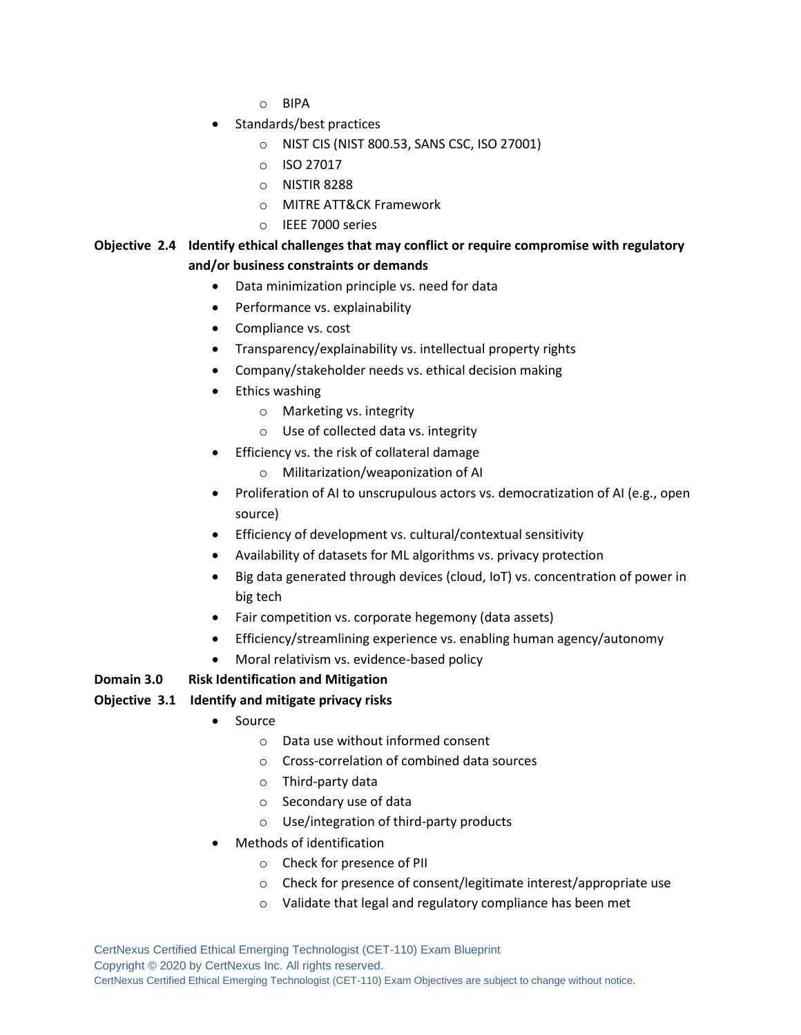- BIPA
- Standards/best practices
  - NIST CIS (NIST 800.53, SANS CSC, ISO 27001)
  - ISO 27017
  - NISTIR 8288
  - MITRE ATT&CK Framework
  - IEEE 7000 series

**Objective 2.4 Identify ethical challenges that may conflict or require compromise with regulatory and/or business constraints or demands**

- Data minimization principle vs. need for data
- Performance vs. explainability
- Compliance vs. cost
- Transparency/explainability vs. intellectual property rights
- Company/stakeholder needs vs. ethical decision making
- Ethics washing
  - Marketing vs. integrity
  - Use of collected data vs. integrity
- Efficiency vs. the risk of collateral damage
  - Militarization/weaponization of AI
- Proliferation of AI to unscrupulous actors vs. democratization of AI (e.g., open source)
- Efficiency of development vs. cultural/contextual sensitivity
- Availability of datasets for ML algorithms vs. privacy protection
- Big data generated through devices (cloud, IoT) vs. concentration of power in big tech
- Fair competition vs. corporate hegemony (data assets)
- Efficiency/streamlining experience vs. enabling human agency/autonomy
- Moral relativism vs. evidence-based policy

## Domain 3.0 Risk Identification and Mitigation

**Objective 3.1 Identify and mitigate privacy risks**

- Source
  - Data use without informed consent
  - Cross-correlation of combined data sources
  - Third-party data
  - Secondary use of data
  - Use/integration of third-party products
- Methods of identification
  - Check for presence of PII
  - Check for presence of consent/legitimate interest/appropriate use
  - Validate that legal and regulatory compliance has been met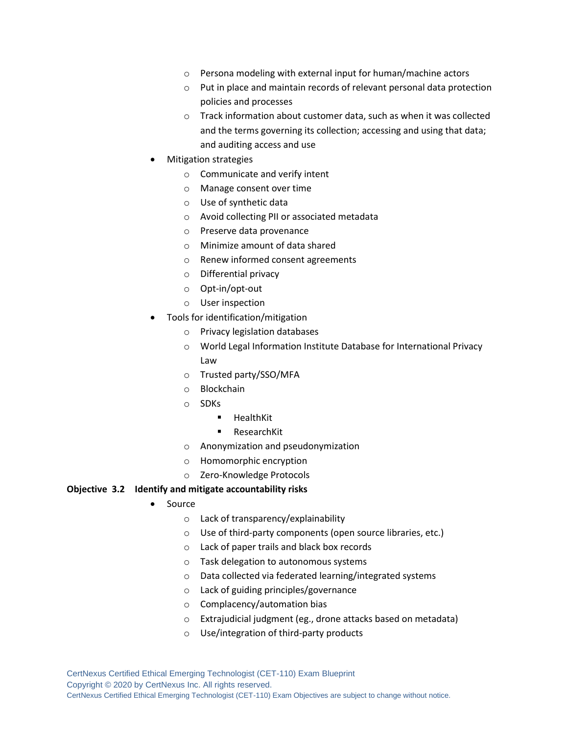- Persona modeling with external input for human/machine actors
    - Put in place and maintain records of relevant personal data protection policies and processes
    - Track information about customer data, such as when it was collected and the terms governing its collection; accessing and using that data; and auditing access and use
- Mitigation strategies
    - Communicate and verify intent
    - Manage consent over time
    - Use of synthetic data
    - Avoid collecting PII or associated metadata
    - Preserve data provenance
    - Minimize amount of data shared
    - Renew informed consent agreements
    - Differential privacy
    - Opt-in/opt-out
    - User inspection
- Tools for identification/mitigation
    - Privacy legislation databases
    - World Legal Information Institute Database for International Privacy Law
    - Trusted party/SSO/MFA
    - Blockchain
    - SDKs
        - HealthKit
        - ResearchKit
    - Anonymization and pseudonymization
    - Homomorphic encryption
    - Zero-Knowledge Protocols

**Objective 3.2 Identify and mitigate accountability risks**

- Source
    - Lack of transparency/explainability
    - Use of third-party components (open source libraries, etc.)
    - Lack of paper trails and black box records
    - Task delegation to autonomous systems
    - Data collected via federated learning/integrated systems
    - Lack of guiding principles/governance
    - Complacency/automation bias
    - Extrajudicial judgment (eg., drone attacks based on metadata)
    - Use/integration of third-party products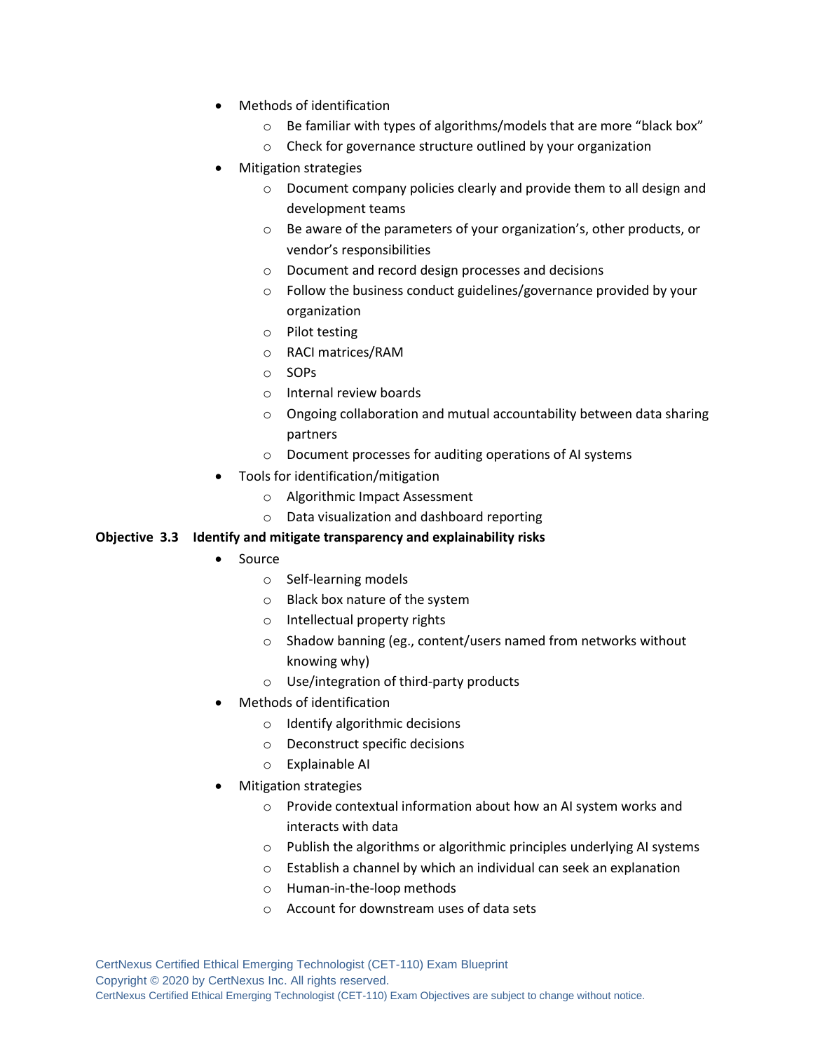- Methods of identification
  - Be familiar with types of algorithms/models that are more "black box"
  - Check for governance structure outlined by your organization
- Mitigation strategies
  - Document company policies clearly and provide them to all design and development teams
  - Be aware of the parameters of your organization's, other products, or vendor's responsibilities
  - Document and record design processes and decisions
  - Follow the business conduct guidelines/governance provided by your organization
  - Pilot testing
  - RACI matrices/RAM
  - SOPs
  - Internal review boards
  - Ongoing collaboration and mutual accountability between data sharing partners
  - Document processes for auditing operations of AI systems
- Tools for identification/mitigation
  - Algorithmic Impact Assessment
  - Data visualization and dashboard reporting

**Objective 3.3 Identify and mitigate transparency and explainability risks**

- Source
  - Self-learning models
  - Black box nature of the system
  - Intellectual property rights
  - Shadow banning (eg., content/users named from networks without knowing why)
  - Use/integration of third-party products
- Methods of identification
  - Identify algorithmic decisions
  - Deconstruct specific decisions
  - Explainable AI
- Mitigation strategies
  - Provide contextual information about how an AI system works and interacts with data
  - Publish the algorithms or algorithmic principles underlying AI systems
  - Establish a channel by which an individual can seek an explanation
  - Human-in-the-loop methods
  - Account for downstream uses of data sets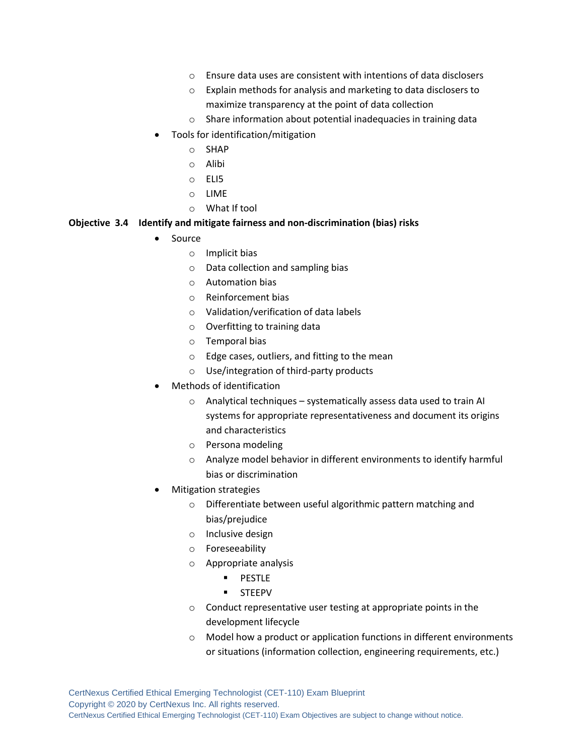- Ensure data uses are consistent with intentions of data disclosers
  - Explain methods for analysis and marketing to data disclosers to maximize transparency at the point of data collection
  - Share information about potential inadequacies in training data
- Tools for identification/mitigation
  - SHAP
  - Alibi
  - ELI5
  - LIME
  - What If tool

**Objective 3.4 Identify and mitigate fairness and non-discrimination (bias) risks**

- Source
  - Implicit bias
  - Data collection and sampling bias
  - Automation bias
  - Reinforcement bias
  - Validation/verification of data labels
  - Overfitting to training data
  - Temporal bias
  - Edge cases, outliers, and fitting to the mean
  - Use/integration of third-party products
- Methods of identification
  - Analytical techniques – systematically assess data used to train AI systems for appropriate representativeness and document its origins and characteristics
  - Persona modeling
  - Analyze model behavior in different environments to identify harmful bias or discrimination
- Mitigation strategies
  - Differentiate between useful algorithmic pattern matching and bias/prejudice
  - Inclusive design
  - Foreseeability
  - Appropriate analysis
    - PESTLE
    - STEEPV
  - Conduct representative user testing at appropriate points in the development lifecycle
  - Model how a product or application functions in different environments or situations (information collection, engineering requirements, etc.)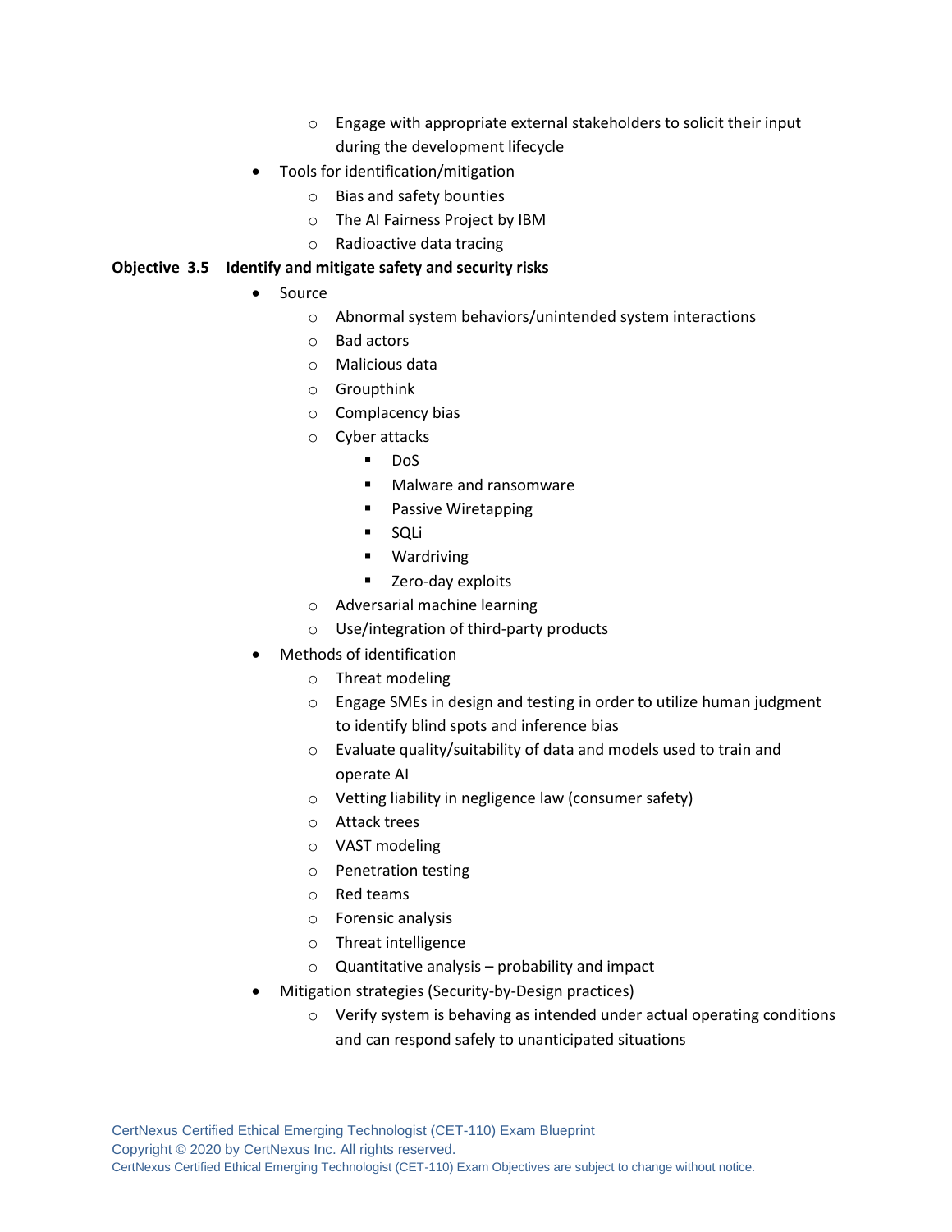- Engage with appropriate external stakeholders to solicit their input during the development lifecycle
- Tools for identification/mitigation
   - Bias and safety bounties
   - The AI Fairness Project by IBM
   - Radioactive data tracing

**Objective 3.5 Identify and mitigate safety and security risks**

- Source
   - Abnormal system behaviors/unintended system interactions
   - Bad actors
   - Malicious data
   - Groupthink
   - Complacency bias
   - Cyber attacks
      - DoS
      - Malware and ransomware
      - Passive Wiretapping
      - SQLi
      - Wardriving
      - Zero-day exploits
   - Adversarial machine learning
   - Use/integration of third-party products
- Methods of identification
   - Threat modeling
   - Engage SMEs in design and testing in order to utilize human judgment to identify blind spots and inference bias
   - Evaluate quality/suitability of data and models used to train and operate AI
   - Vetting liability in negligence law (consumer safety)
   - Attack trees
   - VAST modeling
   - Penetration testing
   - Red teams
   - Forensic analysis
   - Threat intelligence
   - Quantitative analysis – probability and impact
- Mitigation strategies (Security-by-Design practices)
   - Verify system is behaving as intended under actual operating conditions and can respond safely to unanticipated situations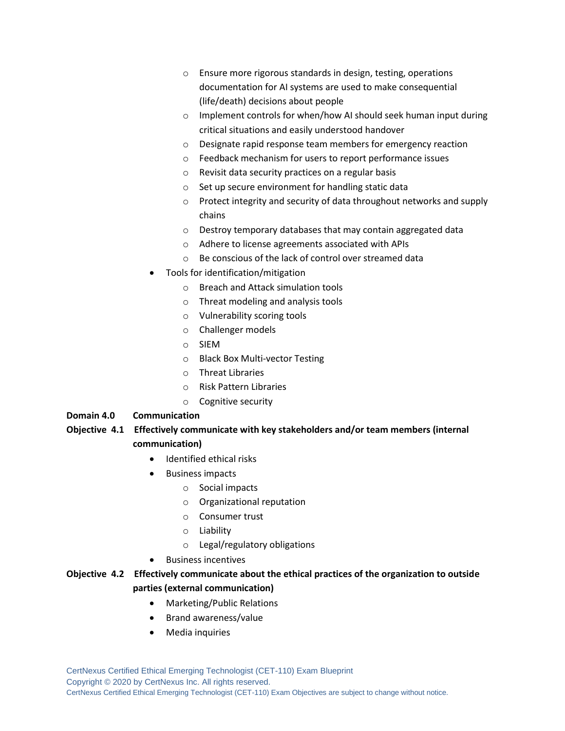- Ensure more rigorous standards in design, testing, operations documentation for AI systems are used to make consequential (life/death) decisions about people
    - Implement controls for when/how AI should seek human input during critical situations and easily understood handover
    - Designate rapid response team members for emergency reaction
    - Feedback mechanism for users to report performance issues
    - Revisit data security practices on a regular basis
    - Set up secure environment for handling static data
    - Protect integrity and security of data throughout networks and supply chains
    - Destroy temporary databases that may contain aggregated data
    - Adhere to license agreements associated with APIs
    - Be conscious of the lack of control over streamed data
- Tools for identification/mitigation
    - Breach and Attack simulation tools
    - Threat modeling and analysis tools
    - Vulnerability scoring tools
    - Challenger models
    - SIEM
    - Black Box Multi-vector Testing
    - Threat Libraries
    - Risk Pattern Libraries
    - Cognitive security

**Domain 4.0 Communication**

**Objective 4.1 Effectively communicate with key stakeholders and/or team members (internal communication)**

- Identified ethical risks
- Business impacts
    - Social impacts
    - Organizational reputation
    - Consumer trust
    - Liability
    - Legal/regulatory obligations
- Business incentives

**Objective 4.2 Effectively communicate about the ethical practices of the organization to outside parties (external communication)**

- Marketing/Public Relations
- Brand awareness/value
- Media inquiries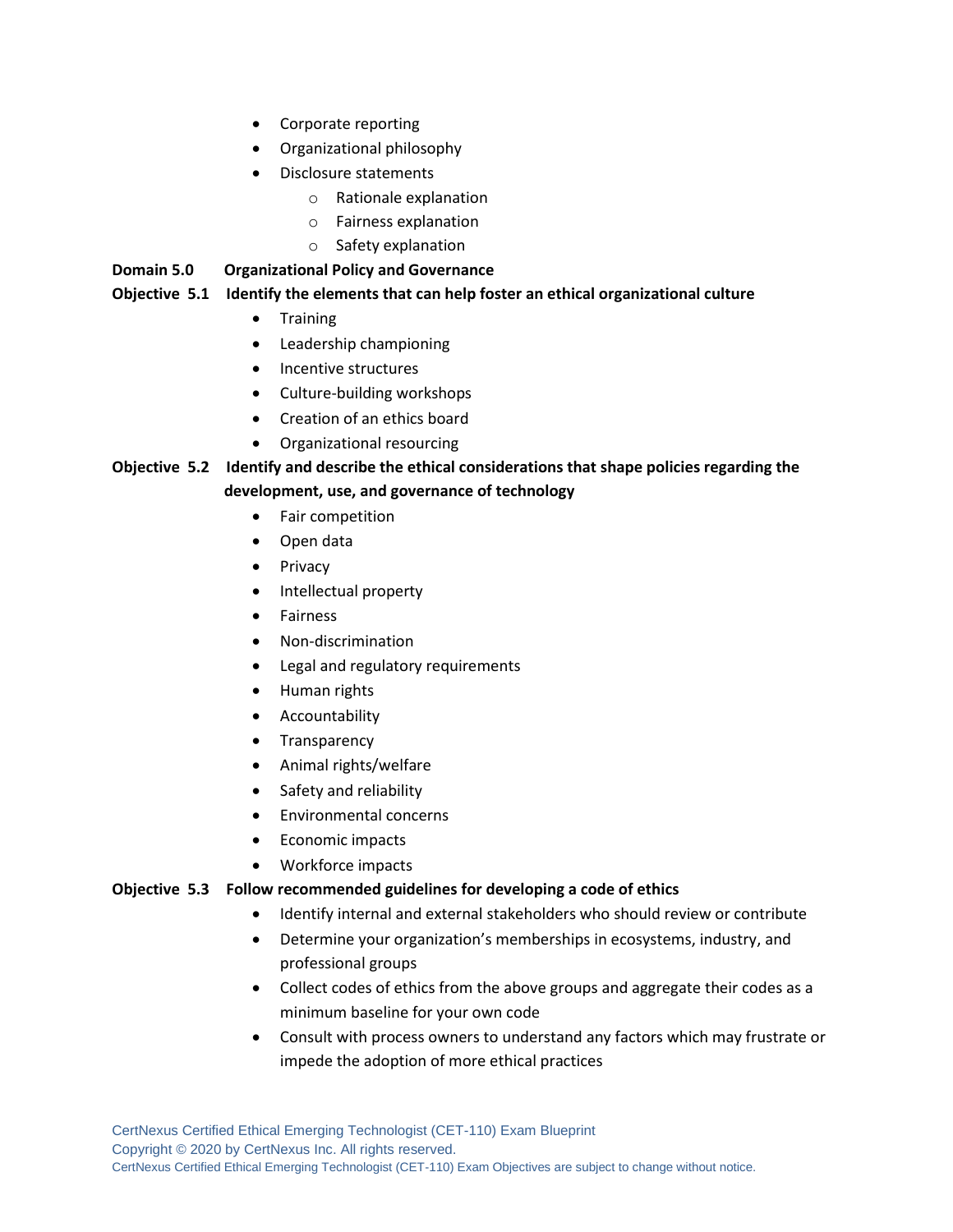- Corporate reporting
- Organizational philosophy
- Disclosure statements
    - Rationale explanation
    - Fairness explanation
    - Safety explanation

**Domain 5.0 Organizational Policy and Governance**

**Objective 5.1 Identify the elements that can help foster an ethical organizational culture**

- Training
- Leadership championing
- Incentive structures
- Culture-building workshops
- Creation of an ethics board
- Organizational resourcing

**Objective 5.2 Identify and describe the ethical considerations that shape policies regarding the development, use, and governance of technology**

- Fair competition
- Open data
- Privacy
- Intellectual property
- Fairness
- Non-discrimination
- Legal and regulatory requirements
- Human rights
- Accountability
- Transparency
- Animal rights/welfare
- Safety and reliability
- Environmental concerns
- Economic impacts
- Workforce impacts

**Objective 5.3 Follow recommended guidelines for developing a code of ethics**

- Identify internal and external stakeholders who should review or contribute
- Determine your organization's memberships in ecosystems, industry, and professional groups
- Collect codes of ethics from the above groups and aggregate their codes as a minimum baseline for your own code
- Consult with process owners to understand any factors which may frustrate or impede the adoption of more ethical practices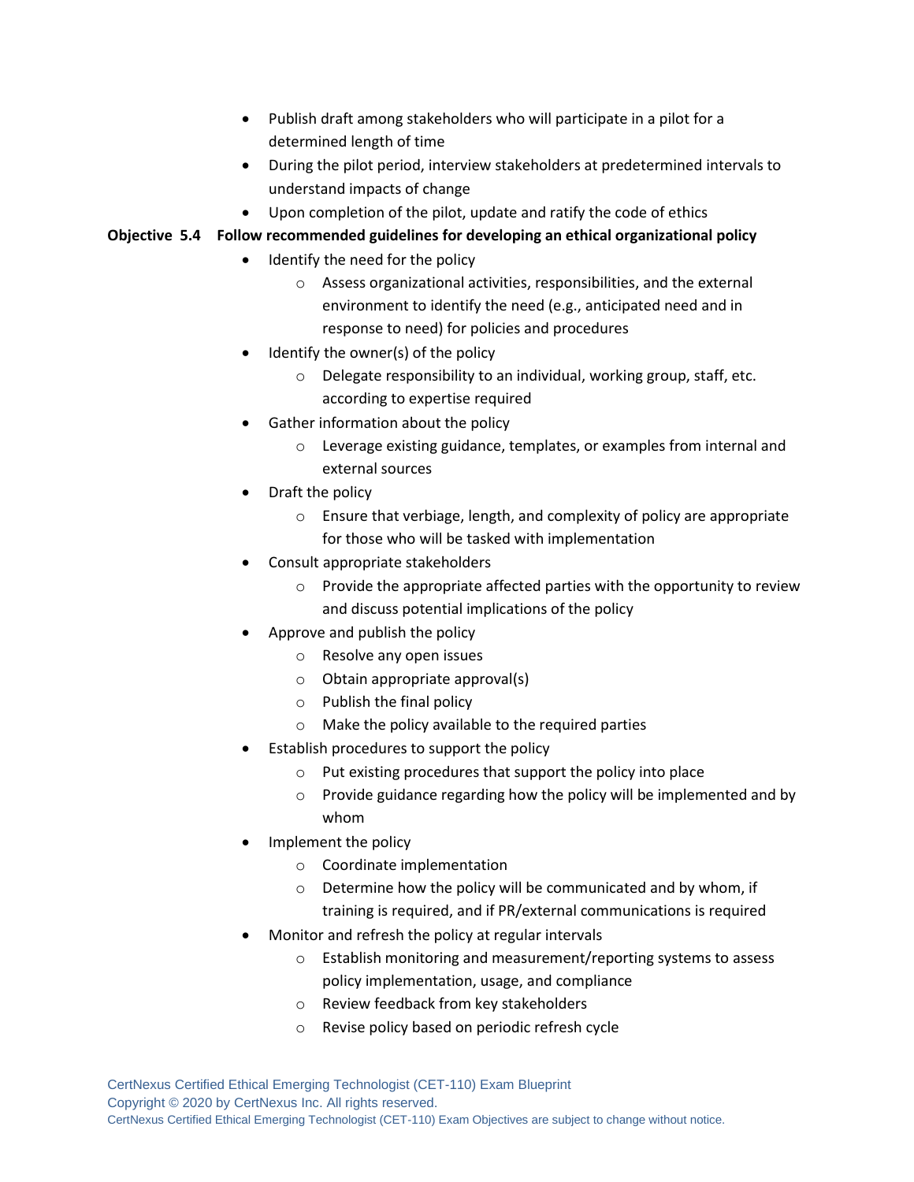- Publish draft among stakeholders who will participate in a pilot for a determined length of time
- During the pilot period, interview stakeholders at predetermined intervals to understand impacts of change
- Upon completion of the pilot, update and ratify the code of ethics

**Objective 5.4 Follow recommended guidelines for developing an ethical organizational policy**

- Identify the need for the policy
    - Assess organizational activities, responsibilities, and the external environment to identify the need (e.g., anticipated need and in response to need) for policies and procedures
- Identify the owner(s) of the policy
    - Delegate responsibility to an individual, working group, staff, etc. according to expertise required
- Gather information about the policy
    - Leverage existing guidance, templates, or examples from internal and external sources
- Draft the policy
    - Ensure that verbiage, length, and complexity of policy are appropriate for those who will be tasked with implementation
- Consult appropriate stakeholders
    - Provide the appropriate affected parties with the opportunity to review and discuss potential implications of the policy
- Approve and publish the policy
    - Resolve any open issues
    - Obtain appropriate approval(s)
    - Publish the final policy
    - Make the policy available to the required parties
- Establish procedures to support the policy
    - Put existing procedures that support the policy into place
    - Provide guidance regarding how the policy will be implemented and by whom
- Implement the policy
    - Coordinate implementation
    - Determine how the policy will be communicated and by whom, if training is required, and if PR/external communications is required
- Monitor and refresh the policy at regular intervals
    - Establish monitoring and measurement/reporting systems to assess policy implementation, usage, and compliance
    - Review feedback from key stakeholders
    - Revise policy based on periodic refresh cycle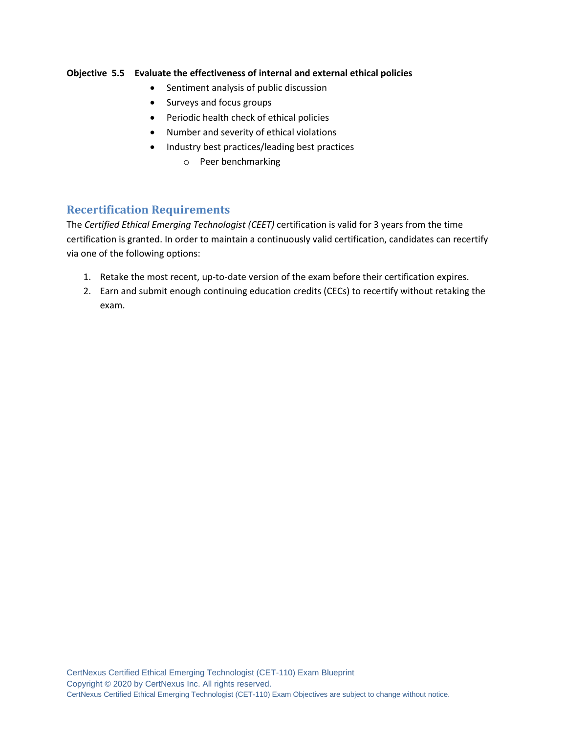**Objective 5.5 Evaluate the effectiveness of internal and external ethical policies**

- Sentiment analysis of public discussion
- Surveys and focus groups
- Periodic health check of ethical policies
- Number and severity of ethical violations
- Industry best practices/leading best practices
    - Peer benchmarking

## Recertification Requirements

The *Certified Ethical Emerging Technologist (CEET)* certification is valid for 3 years from the time certification is granted. In order to maintain a continuously valid certification, candidates can recertify via one of the following options:

1. Retake the most recent, up-to-date version of the exam before their certification expires.
2. Earn and submit enough continuing education credits (CECs) to recertify without retaking the exam.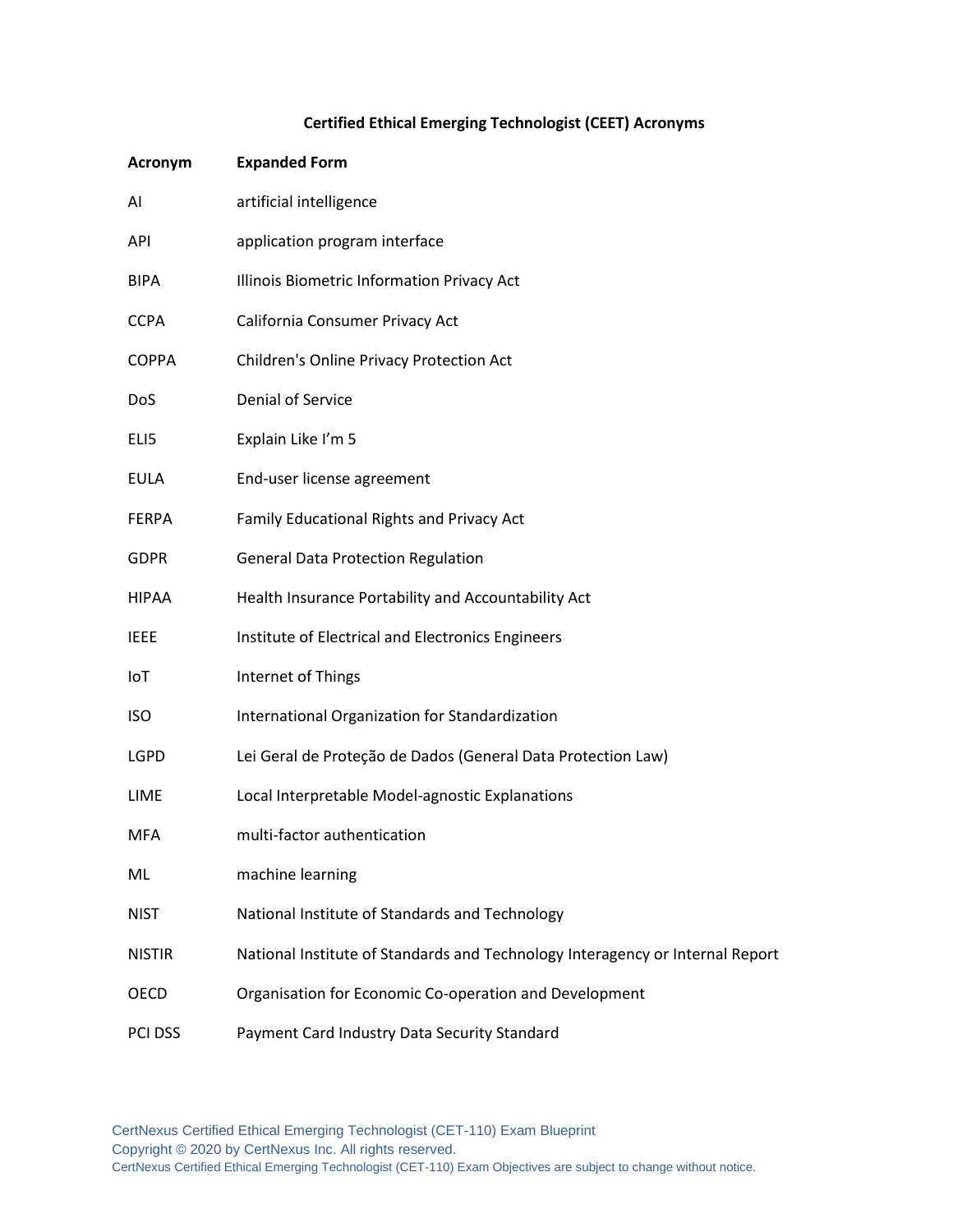**Certified Ethical Emerging Technologist (CEET) Acronyms**

| Acronym | Expanded Form |
|---|---|
| AI | artificial intelligence |
| API | application program interface |
| BIPA | Illinois Biometric Information Privacy Act |
| CCPA | California Consumer Privacy Act |
| COPPA | Children's Online Privacy Protection Act |
| DoS | Denial of Service |
| ELI5 | Explain Like I'm 5 |
| EULA | End-user license agreement |
| FERPA | Family Educational Rights and Privacy Act |
| GDPR | General Data Protection Regulation |
| HIPAA | Health Insurance Portability and Accountability Act |
| IEEE | Institute of Electrical and Electronics Engineers |
| IoT | Internet of Things |
| ISO | International Organization for Standardization |
| LGPD | Lei Geral de Proteção de Dados (General Data Protection Law) |
| LIME | Local Interpretable Model-agnostic Explanations |
| MFA | multi-factor authentication |
| ML | machine learning |
| NIST | National Institute of Standards and Technology |
| NISTIR | National Institute of Standards and Technology Interagency or Internal Report |
| OECD | Organisation for Economic Co-operation and Development |
| PCI DSS | Payment Card Industry Data Security Standard |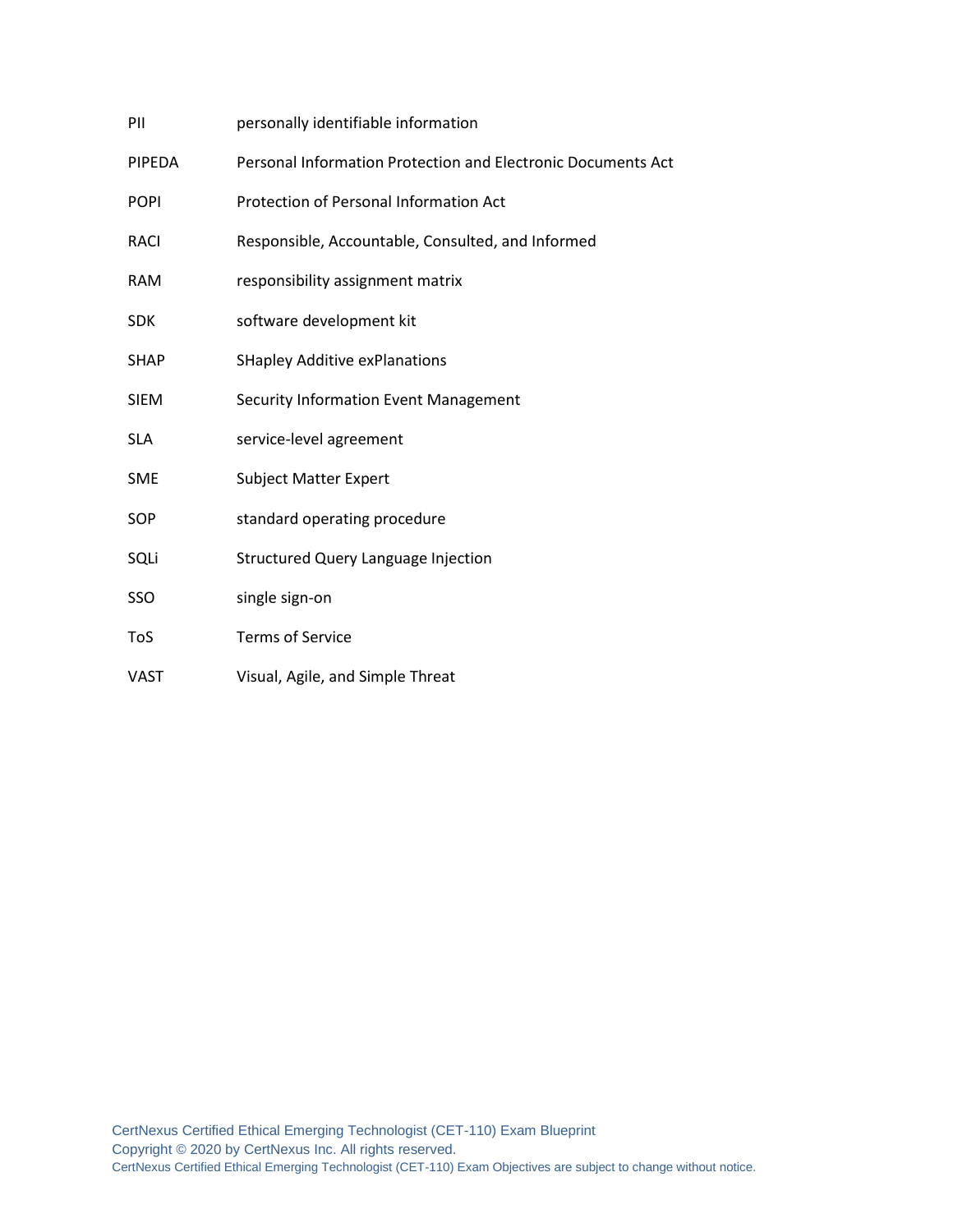| | |
|---|---|
| PII | personally identifiable information |
| PIPEDA | Personal Information Protection and Electronic Documents Act |
| POPI | Protection of Personal Information Act |
| RACI | Responsible, Accountable, Consulted, and Informed |
| RAM | responsibility assignment matrix |
| SDK | software development kit |
| SHAP | SHapley Additive exPlanations |
| SIEM | Security Information Event Management |
| SLA | service-level agreement |
| SME | Subject Matter Expert |
| SOP | standard operating procedure |
| SQLi | Structured Query Language Injection |
| SSO | single sign-on |
| ToS | Terms of Service |
| VAST | Visual, Agile, and Simple Threat |